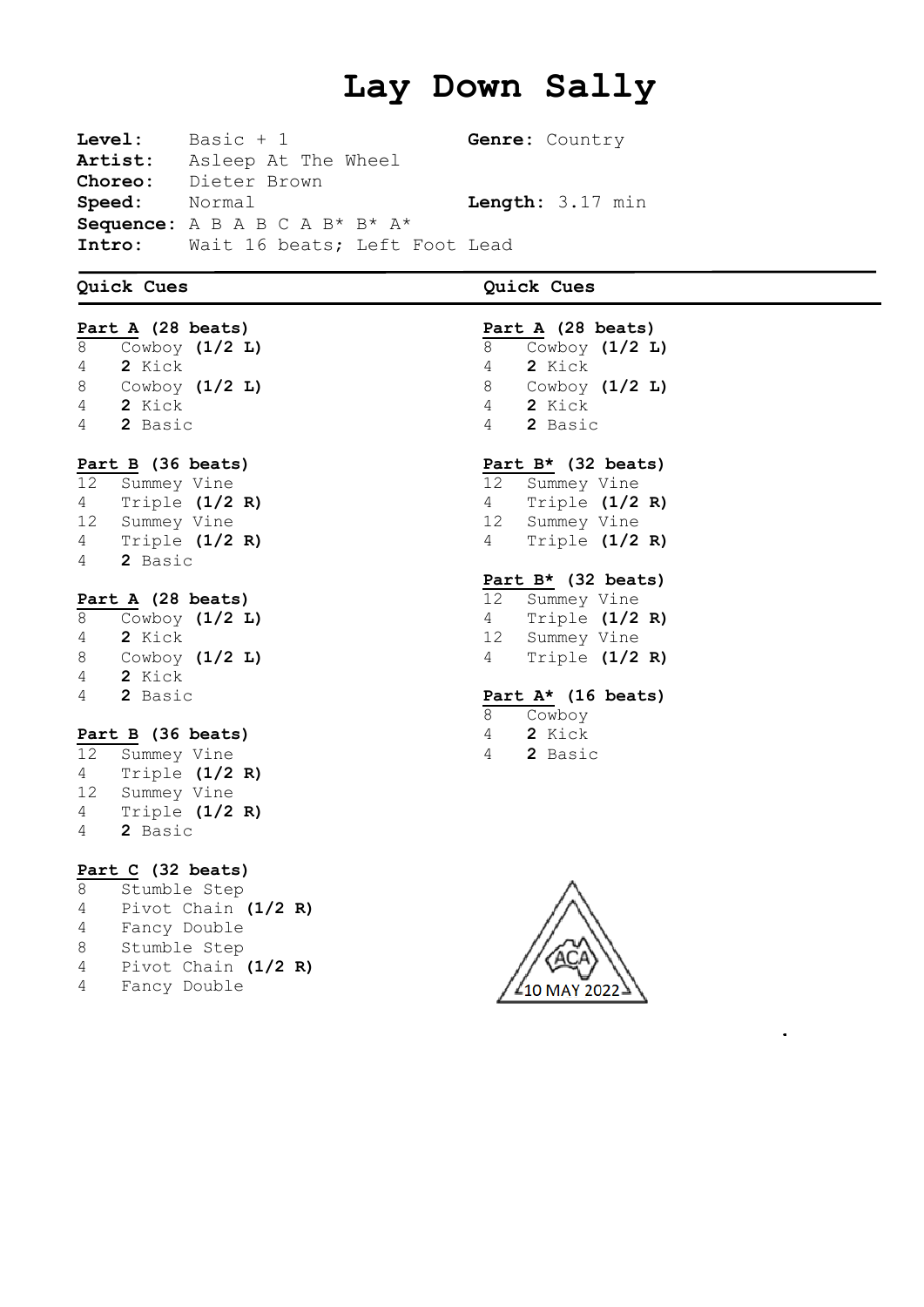# Lay Down Sally

**Level:** Basic + 1
**Genre:** Country
**Artist:** Asleep At The Wheel
**Choreo:** Dieter Brown
**Speed:** Normal
**Length:** 3.17 min
**Sequence:** A B A B C A B* B* A*
**Intro:** Wait 16 beats; Left Foot Lead

## Quick Cues

**Part A (28 beats)**

| | |
|---|---|
| 8 | Cowboy **(1/2 L)** |
| 4 | **2** Kick |
| 8 | Cowboy **(1/2 L)** |
| 4 | **2** Kick |
| 4 | **2** Basic |

**Part B (36 beats)**

| | |
|---|---|
| 12 | Summey Vine |
| 4 | Triple **(1/2 R)** |
| 12 | Summey Vine |
| 4 | Triple **(1/2 R)** |
| 4 | **2** Basic |

**Part A (28 beats)**

| | |
|---|---|
| 8 | Cowboy **(1/2 L)** |
| 4 | **2** Kick |
| 8 | Cowboy **(1/2 L)** |
| 4 | **2** Kick |
| 4 | **2** Basic |

**Part B (36 beats)**

| | |
|---|---|
| 12 | Summey Vine |
| 4 | Triple **(1/2 R)** |
| 12 | Summey Vine |
| 4 | Triple **(1/2 R)** |
| 4 | **2** Basic |

**Part C (32 beats)**

| | |
|---|---|
| 8 | Stumble Step |
| 4 | Pivot Chain **(1/2 R)** |
| 4 | Fancy Double |
| 8 | Stumble Step |
| 4 | Pivot Chain **(1/2 R)** |
| 4 | Fancy Double |

## Quick Cues

**Part A (28 beats)**

| | |
|---|---|
| 8 | Cowboy **(1/2 L)** |
| 4 | **2** Kick |
| 8 | Cowboy **(1/2 L)** |
| 4 | **2** Kick |
| 4 | **2** Basic |

**Part B* (32 beats)**

| | |
|---|---|
| 12 | Summey Vine |
| 4 | Triple **(1/2 R)** |
| 12 | Summey Vine |
| 4 | Triple **(1/2 R)** |

**Part B* (32 beats)**

| | |
|---|---|
| 12 | Summey Vine |
| 4 | Triple **(1/2 R)** |
| 12 | Summey Vine |
| 4 | Triple **(1/2 R)** |

**Part A* (16 beats)**

| | |
|---|---|
| 8 | Cowboy |
| 4 | **2** Kick |
| 4 | **2** Basic |

ACA
10 MAY 2022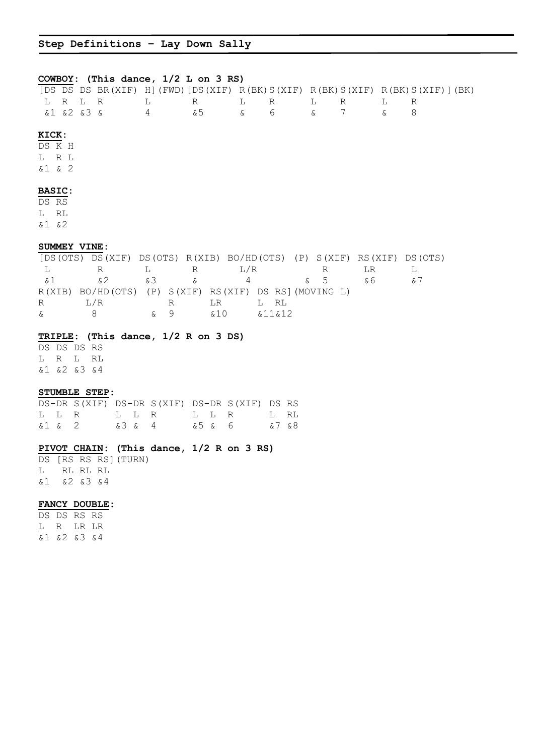## Step Definitions – Lay Down Sally

### COWBOY: (This dance, 1/2 L on 3 RS)

```
[DS DS DS BR(XIF) H](FWD)[DS(XIF) R(BK)S(XIF) R(BK)S(XIF) R(BK)S(XIF)](BK)
 L  R  L  R        L        R        L    R      L    R      L    R
 &1 &2 &3 &        4        &5       &    6      &    7      &    8
```

### KICK:

```
DS K H
L  R L
&1 & 2
```

### BASIC:

```
DS RS
L  RL
&1 &2
```

### SUMMEY VINE:

```
[DS(OTS) DS(XIF) DS(OTS) R(XIB) BO/HD(OTS) (P) S(XIF) RS(XIF) DS(OTS)
 L        R       L       R       L/R           R       LR       L
 &1       &2      &3      &       4          &  5       &6       &7
R(XIB) BO/HD(OTS) (P) S(XIF) RS(XIF) DS RS](MOVING L)
R       L/R           R       LR      L  RL
&       8          &  9       &10     &11&12
```

### TRIPLE: (This dance, 1/2 R on 3 DS)

```
DS DS DS RS
L  R  L  RL
&1 &2 &3 &4
```

### STUMBLE STEP:

```
DS-DR S(XIF) DS-DR S(XIF) DS-DR S(XIF) DS RS
L  L  R      L  L  R      L  L  R      L  RL
&1 &  2      &3 &  4      &5 &  6      &7 &8
```

### PIVOT CHAIN: (This dance, 1/2 R on 3 RS)

```
DS [RS RS RS](TURN)
L   RL RL RL
&1  &2 &3 &4
```

### FANCY DOUBLE:

```
DS DS RS RS
L  R  LR LR
&1 &2 &3 &4
```